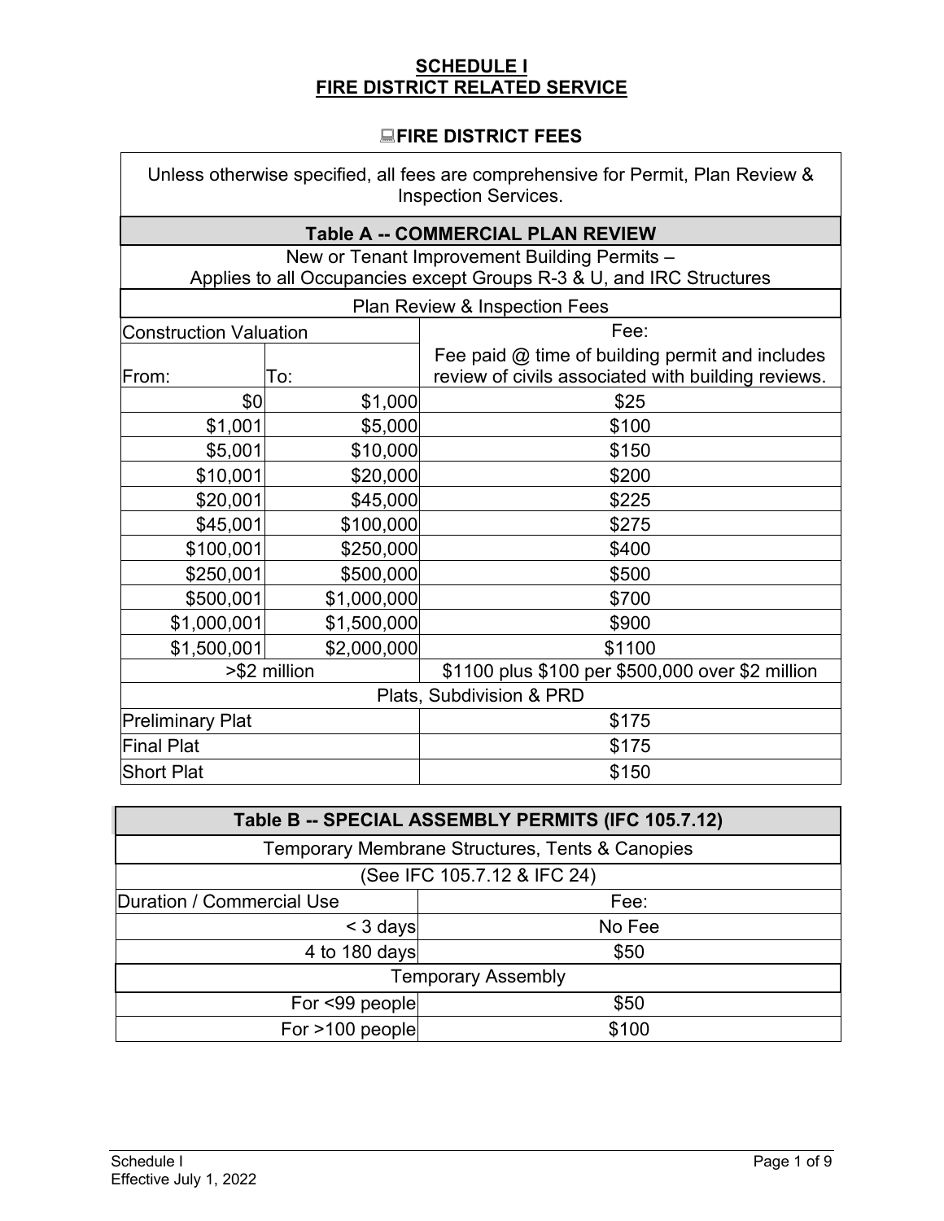# SCHEDULE I
# FIRE DISTRICT RELATED SERVICE

## FIRE DISTRICT FEES

Unless otherwise specified, all fees are comprehensive for Permit, Plan Review & Inspection Services.

| Table A -- COMMERCIAL PLAN REVIEW | | |
|---|---|---|
| New or Tenant Improvement Building Permits – Applies to all Occupancies except Groups R-3 & U, and IRC Structures | | |
| Plan Review & Inspection Fees | | |
| Construction Valuation | | Fee: |
| From: | To: | Fee paid @ time of building permit and includes review of civils associated with building reviews. |
| $0 | $1,000 | $25 |
| $1,001 | $5,000 | $100 |
| $5,001 | $10,000 | $150 |
| $10,001 | $20,000 | $200 |
| $20,001 | $45,000 | $225 |
| $45,001 | $100,000 | $275 |
| $100,001 | $250,000 | $400 |
| $250,001 | $500,000 | $500 |
| $500,001 | $1,000,000 | $700 |
| $1,000,001 | $1,500,000 | $900 |
| $1,500,001 | $2,000,000 | $1100 |
| >$2 million | | $1100 plus $100 per $500,000 over $2 million |
| Plats, Subdivision & PRD | | |
| Preliminary Plat | | $175 |
| Final Plat | | $175 |
| Short Plat | | $150 |

| Table B -- SPECIAL ASSEMBLY PERMITS (IFC 105.7.12) | |
|---|---|
| Temporary Membrane Structures, Tents & Canopies | |
| (See IFC 105.7.12 & IFC 24) | |
| Duration / Commercial Use | Fee: |
| < 3 days | No Fee |
| 4 to 180 days | $50 |
| Temporary Assembly | |
| For <99 people | $50 |
| For >100 people | $100 |

Schedule I
Effective July 1, 2022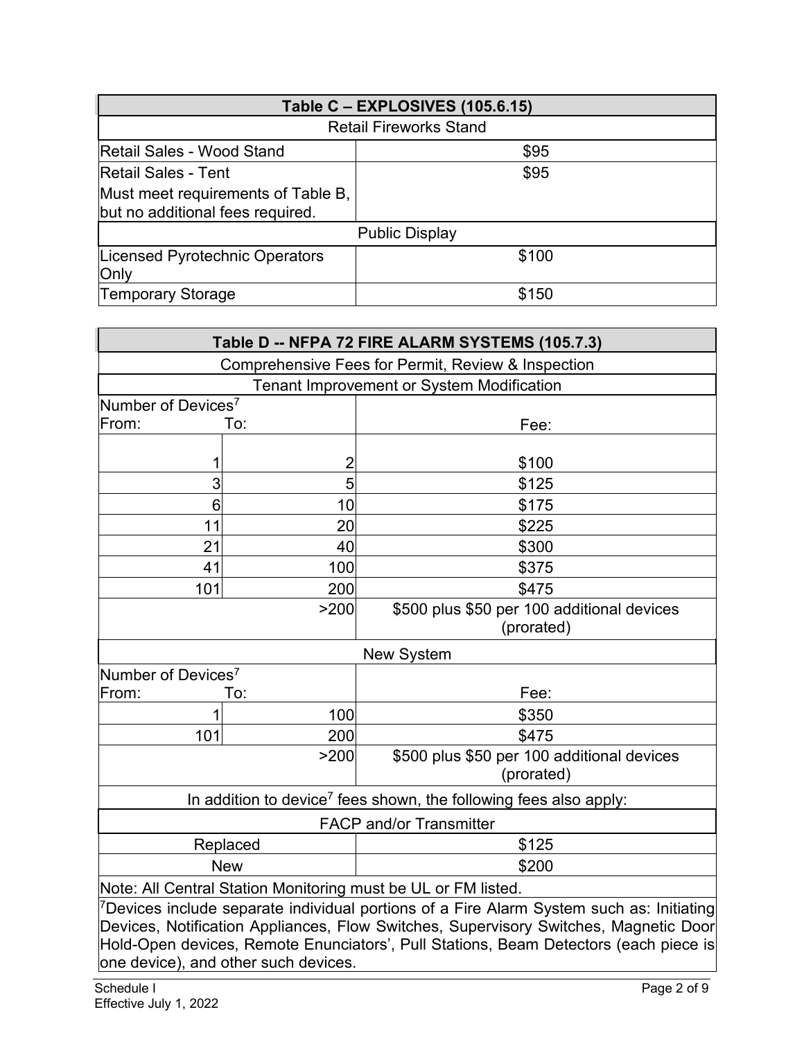| Table C – EXPLOSIVES (105.6.15) | |
|---|---|
| Retail Fireworks Stand | |
| Retail Sales - Wood Stand | $95 |
| Retail Sales - Tent<br>Must meet requirements of Table B, but no additional fees required. | $95 |
| Public Display | |
| Licensed Pyrotechnic Operators Only | $100 |
| Temporary Storage | $150 |

| Table D -- NFPA 72 FIRE ALARM SYSTEMS (105.7.3) | | |
|---|---|---|
| Comprehensive Fees for Permit, Review & Inspection | | |
| Tenant Improvement or System Modification | | |
| Number of Devices[7]<br>From: | To: | Fee: |
| 1 | 2 | $100 |
| 3 | 5 | $125 |
| 6 | 10 | $175 |
| 11 | 20 | $225 |
| 21 | 40 | $300 |
| 41 | 100 | $375 |
| 101 | 200 | $475 |
| | >200 | $500 plus $50 per 100 additional devices (prorated) |
| New System | | |
| Number of Devices[7]<br>From: | To: | Fee: |
| 1 | 100 | $350 |
| 101 | 200 | $475 |
| | >200 | $500 plus $50 per 100 additional devices (prorated) |
| In addition to device[7] fees shown, the following fees also apply: | | |
| FACP and/or Transmitter | | |
| Replaced | | $125 |
| New | | $200 |

Note: All Central Station Monitoring must be UL or FM listed.

[7]Devices include separate individual portions of a Fire Alarm System such as: Initiating Devices, Notification Appliances, Flow Switches, Supervisory Switches, Magnetic Door Hold-Open devices, Remote Enunciators', Pull Stations, Beam Detectors (each piece is one device), and other such devices.

Schedule I
Effective July 1, 2022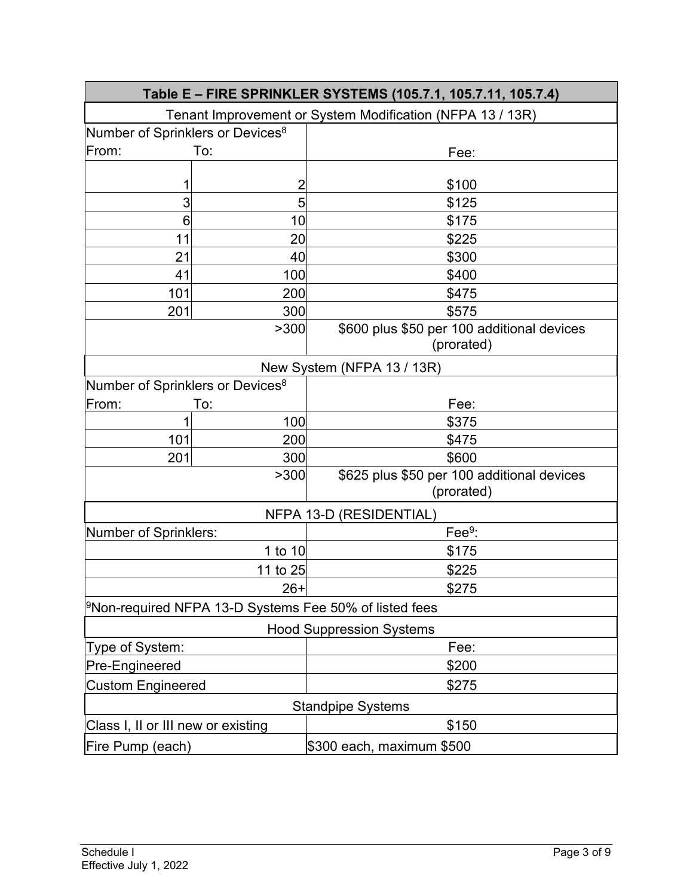## Table E – FIRE SPRINKLER SYSTEMS (105.7.1, 105.7.11, 105.7.4)

### Tenant Improvement or System Modification (NFPA 13 / 13R)

| Number of Sprinklers or Devices[8] From: | To: | Fee: |
|---|---|---|
| 1 | 2 | $100 |
| 3 | 5 | $125 |
| 6 | 10 | $175 |
| 11 | 20 | $225 |
| 21 | 40 | $300 |
| 41 | 100 | $400 |
| 101 | 200 | $475 |
| 201 | 300 | $575 |
| | >300 | $600 plus $50 per 100 additional devices (prorated) |

### New System (NFPA 13 / 13R)

| Number of Sprinklers or Devices[8] From: | To: | Fee: |
|---|---|---|
| 1 | 100 | $375 |
| 101 | 200 | $475 |
| 201 | 300 | $600 |
| | >300 | $625 plus $50 per 100 additional devices (prorated) |

### NFPA 13-D (RESIDENTIAL)

| Number of Sprinklers: | Fee[9]: |
|---|---|
| 1 to 10 | $175 |
| 11 to 25 | $225 |
| 26+ | $275 |

[9]Non-required NFPA 13-D Systems Fee 50% of listed fees

### Hood Suppression Systems

| Type of System: | Fee: |
|---|---|
| Pre-Engineered | $200 |
| Custom Engineered | $275 |

### Standpipe Systems

| | |
|---|---|
| Class I, II or III new or existing | $150 |
| Fire Pump (each) | $300 each, maximum $500 |

Schedule I
Effective July 1, 2022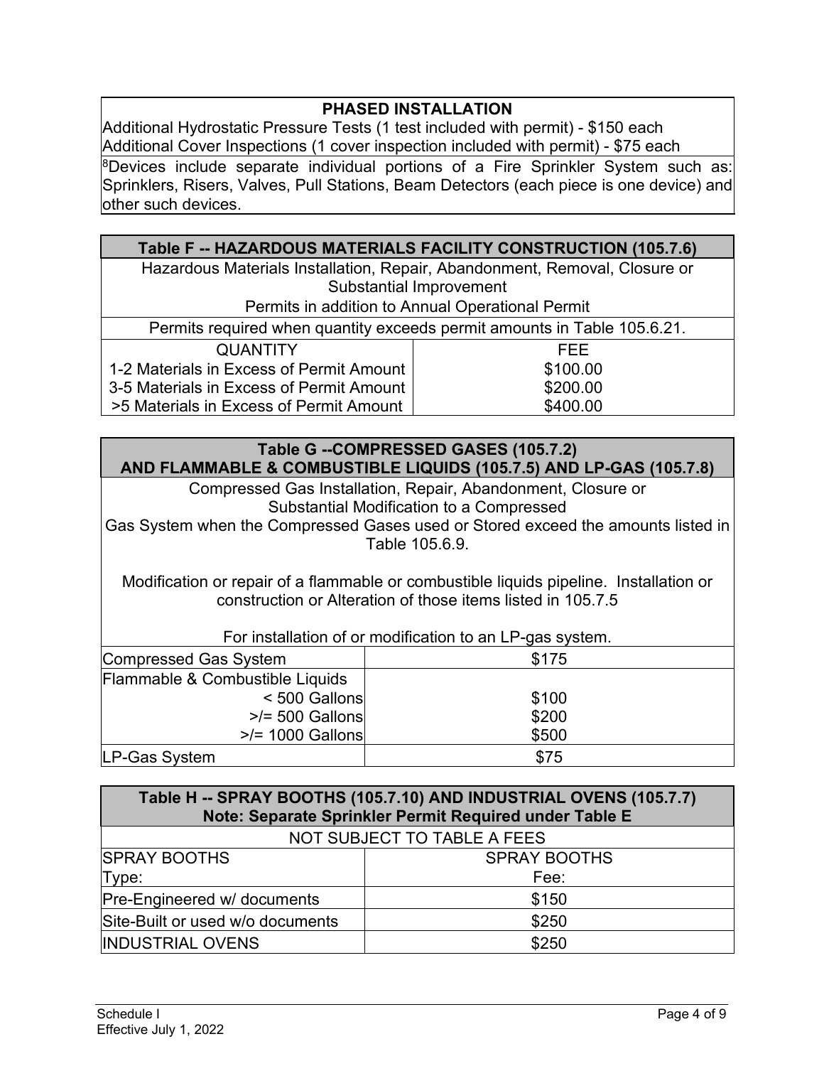| PHASED INSTALLATION |
|---|
| Additional Hydrostatic Pressure Tests (1 test included with permit) - $150 each<br>Additional Cover Inspections (1 cover inspection included with permit) - $75 each |
| [8]Devices include separate individual portions of a Fire Sprinkler System such as: Sprinklers, Risers, Valves, Pull Stations, Beam Detectors (each piece is one device) and other such devices. |

| Table F -- HAZARDOUS MATERIALS FACILITY CONSTRUCTION (105.7.6) | |
|---|---|
| Hazardous Materials Installation, Repair, Abandonment, Removal, Closure or Substantial Improvement<br>Permits in addition to Annual Operational Permit | |
| Permits required when quantity exceeds permit amounts in Table 105.6.21. | |
| QUANTITY | FEE |
| 1-2 Materials in Excess of Permit Amount | $100.00 |
| 3-5 Materials in Excess of Permit Amount | $200.00 |
| >5 Materials in Excess of Permit Amount | $400.00 |

| Table G --COMPRESSED GASES (105.7.2) AND FLAMMABLE & COMBUSTIBLE LIQUIDS (105.7.5) AND LP-GAS (105.7.8) | |
|---|---|
| Compressed Gas Installation, Repair, Abandonment, Closure or Substantial Modification to a Compressed Gas System when the Compressed Gases used or Stored exceed the amounts listed in Table 105.6.9.<br><br>Modification or repair of a flammable or combustible liquids pipeline. Installation or construction or Alteration of those items listed in 105.7.5<br><br>For installation of or modification to an LP-gas system. | |
| Compressed Gas System | $175 |
| Flammable & Combustible Liquids | |
| < 500 Gallons | $100 |
| >/= 500 Gallons | $200 |
| >/= 1000 Gallons | $500 |
| LP-Gas System | $75 |

| Table H -- SPRAY BOOTHS (105.7.10) AND INDUSTRIAL OVENS (105.7.7)<br>Note: Separate Sprinkler Permit Required under Table E | |
|---|---|
| NOT SUBJECT TO TABLE A FEES | |
| SPRAY BOOTHS<br>Type: | SPRAY BOOTHS<br>Fee: |
| Pre-Engineered w/ documents | $150 |
| Site-Built or used w/o documents | $250 |
| INDUSTRIAL OVENS | $250 |

Schedule I
Effective July 1, 2022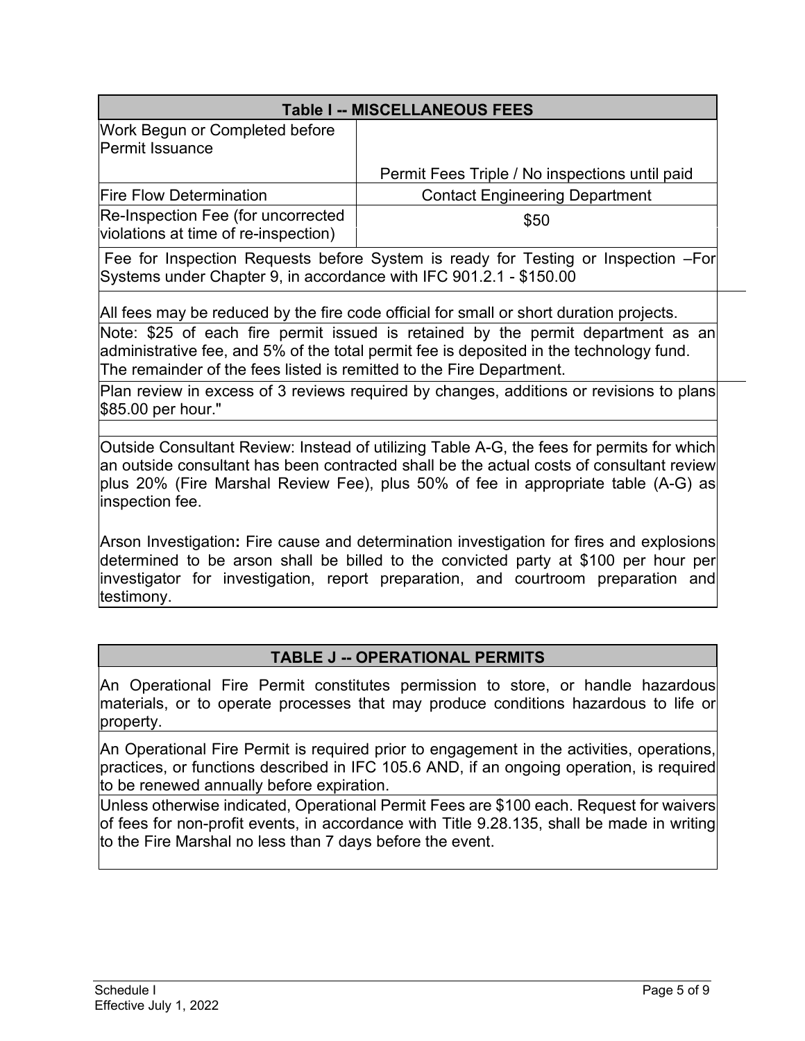| Table I -- MISCELLANEOUS FEES | |
|---|---|
| Work Begun or Completed before Permit Issuance | Permit Fees Triple / No inspections until paid |
| Fire Flow Determination | Contact Engineering Department |
| Re-Inspection Fee (for uncorrected violations at time of re-inspection) | \$50 |

Fee for Inspection Requests before System is ready for Testing or Inspection –For Systems under Chapter 9, in accordance with IFC 901.2.1 - \$150.00

All fees may be reduced by the fire code official for small or short duration projects.

Note: \$25 of each fire permit issued is retained by the permit department as an administrative fee, and 5% of the total permit fee is deposited in the technology fund. The remainder of the fees listed is remitted to the Fire Department.

Plan review in excess of 3 reviews required by changes, additions or revisions to plans \$85.00 per hour."

Outside Consultant Review: Instead of utilizing Table A-G, the fees for permits for which an outside consultant has been contracted shall be the actual costs of consultant review plus 20% (Fire Marshal Review Fee), plus 50% of fee in appropriate table (A-G) as inspection fee.

Arson Investigation**:** Fire cause and determination investigation for fires and explosions determined to be arson shall be billed to the convicted party at \$100 per hour per investigator for investigation, report preparation, and courtroom preparation and testimony.

## TABLE J -- OPERATIONAL PERMITS

An Operational Fire Permit constitutes permission to store, or handle hazardous materials, or to operate processes that may produce conditions hazardous to life or property.

An Operational Fire Permit is required prior to engagement in the activities, operations, practices, or functions described in IFC 105.6 AND, if an ongoing operation, is required to be renewed annually before expiration.

Unless otherwise indicated, Operational Permit Fees are \$100 each. Request for waivers of fees for non-profit events, in accordance with Title 9.28.135, shall be made in writing to the Fire Marshal no less than 7 days before the event.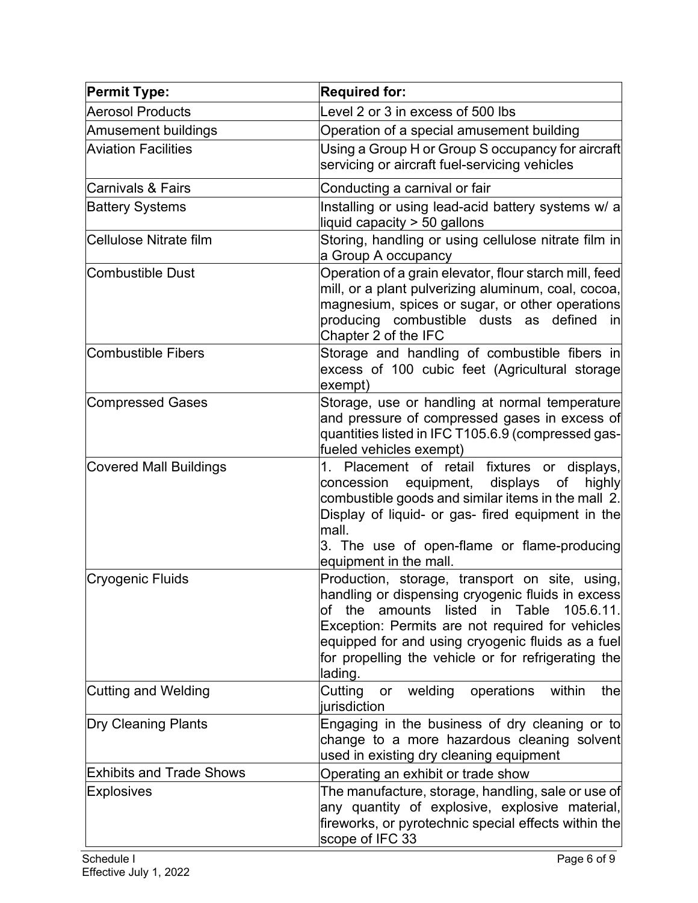| Permit Type: | Required for: |
|---|---|
| Aerosol Products | Level 2 or 3 in excess of 500 lbs |
| Amusement buildings | Operation of a special amusement building |
| Aviation Facilities | Using a Group H or Group S occupancy for aircraft servicing or aircraft fuel-servicing vehicles |
| Carnivals & Fairs | Conducting a carnival or fair |
| Battery Systems | Installing or using lead-acid battery systems w/ a liquid capacity > 50 gallons |
| Cellulose Nitrate film | Storing, handling or using cellulose nitrate film in a Group A occupancy |
| Combustible Dust | Operation of a grain elevator, flour starch mill, feed mill, or a plant pulverizing aluminum, coal, cocoa, magnesium, spices or sugar, or other operations producing combustible dusts as defined in Chapter 2 of the IFC |
| Combustible Fibers | Storage and handling of combustible fibers in excess of 100 cubic feet (Agricultural storage exempt) |
| Compressed Gases | Storage, use or handling at normal temperature and pressure of compressed gases in excess of quantities listed in IFC T105.6.9 (compressed gas-fueled vehicles exempt) |
| Covered Mall Buildings | 1. Placement of retail fixtures or displays, concession equipment, displays of highly combustible goods and similar items in the mall 2. Display of liquid- or gas- fired equipment in the mall.<br>3. The use of open-flame or flame-producing equipment in the mall. |
| Cryogenic Fluids | Production, storage, transport on site, using, handling or dispensing cryogenic fluids in excess of the amounts listed in Table 105.6.11. Exception: Permits are not required for vehicles equipped for and using cryogenic fluids as a fuel for propelling the vehicle or for refrigerating the lading. |
| Cutting and Welding | Cutting or welding operations within the jurisdiction |
| Dry Cleaning Plants | Engaging in the business of dry cleaning or to change to a more hazardous cleaning solvent used in existing dry cleaning equipment |
| Exhibits and Trade Shows | Operating an exhibit or trade show |
| Explosives | The manufacture, storage, handling, sale or use of any quantity of explosive, explosive material, fireworks, or pyrotechnic special effects within the scope of IFC 33 |

Schedule I
Effective July 1, 2022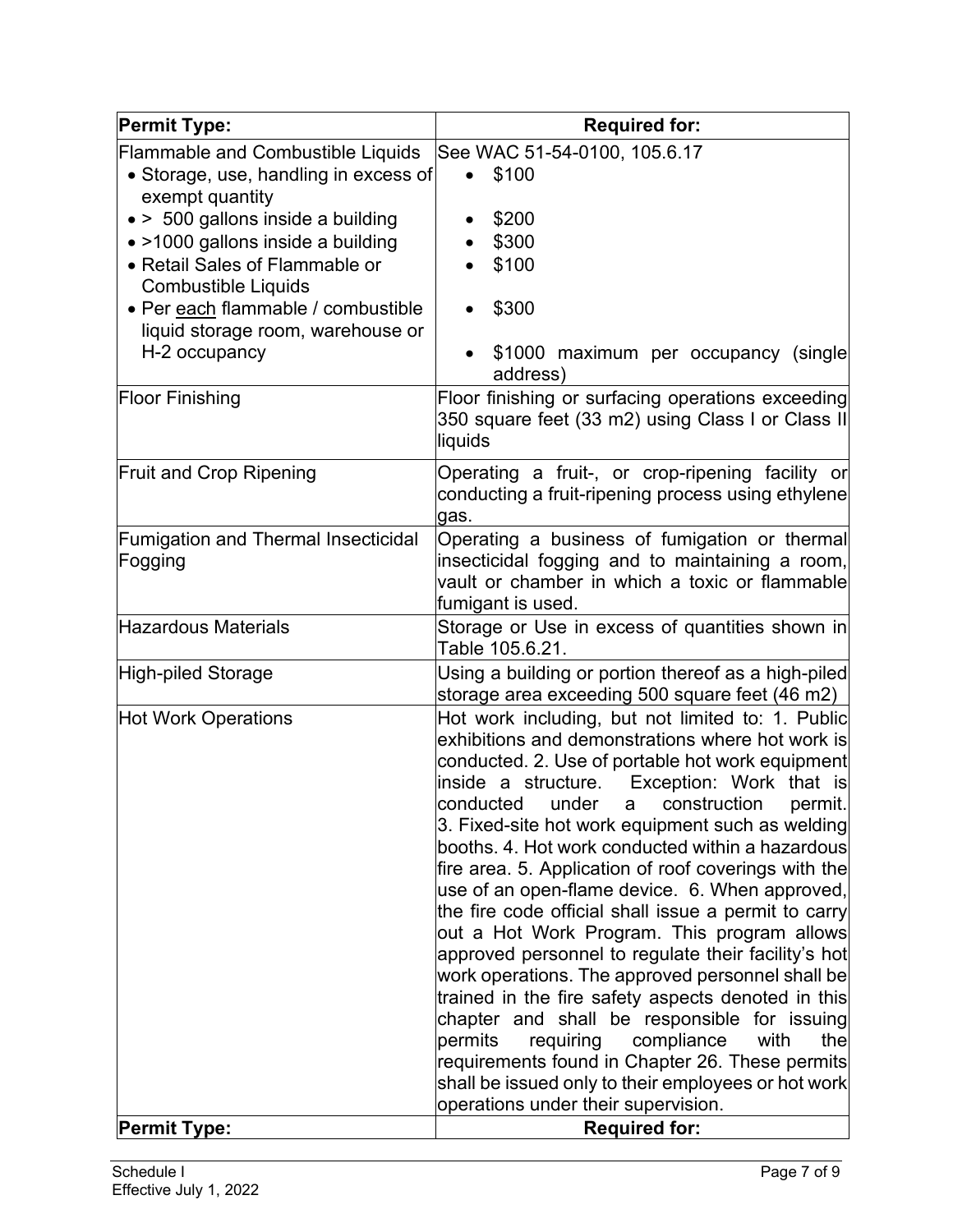| Permit Type: | Required for: |
| --- | --- |
| Flammable and Combustible Liquids<br>• Storage, use, handling in excess of exempt quantity<br>• > 500 gallons inside a building<br>• >1000 gallons inside a building<br>• Retail Sales of Flammable or Combustible Liquids<br>• Per each flammable / combustible liquid storage room, warehouse or H-2 occupancy | See WAC 51-54-0100, 105.6.17<br>• $100<br>• $200<br>• $300<br>• $100<br>• $300<br>• $1000 maximum per occupancy (single address) |
| Floor Finishing | Floor finishing or surfacing operations exceeding 350 square feet (33 m2) using Class I or Class II liquids |
| Fruit and Crop Ripening | Operating a fruit-, or crop-ripening facility or conducting a fruit-ripening process using ethylene gas. |
| Fumigation and Thermal Insecticidal Fogging | Operating a business of fumigation or thermal insecticidal fogging and to maintaining a room, vault or chamber in which a toxic or flammable fumigant is used. |
| Hazardous Materials | Storage or Use in excess of quantities shown in Table 105.6.21. |
| High-piled Storage | Using a building or portion thereof as a high-piled storage area exceeding 500 square feet (46 m2) |
| Hot Work Operations | Hot work including, but not limited to: 1. Public exhibitions and demonstrations where hot work is conducted. 2. Use of portable hot work equipment inside a structure. Exception: Work that is conducted under a construction permit. 3. Fixed-site hot work equipment such as welding booths. 4. Hot work conducted within a hazardous fire area. 5. Application of roof coverings with the use of an open-flame device. 6. When approved, the fire code official shall issue a permit to carry out a Hot Work Program. This program allows approved personnel to regulate their facility's hot work operations. The approved personnel shall be trained in the fire safety aspects denoted in this chapter and shall be responsible for issuing permits requiring compliance with the requirements found in Chapter 26. These permits shall be issued only to their employees or hot work operations under their supervision. |
| **Permit Type:** | **Required for:** |

Schedule I
Effective July 1, 2022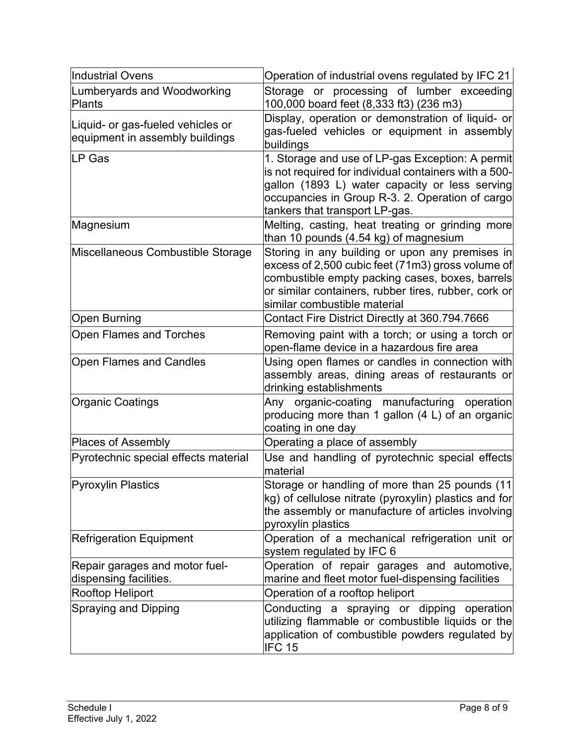| Industrial Ovens | Operation of industrial ovens regulated by IFC 21 |
|---|---|
| Lumberyards and Woodworking Plants | Storage or processing of lumber exceeding 100,000 board feet (8,333 ft3) (236 m3) |
| Liquid- or gas-fueled vehicles or equipment in assembly buildings | Display, operation or demonstration of liquid- or gas-fueled vehicles or equipment in assembly buildings |
| LP Gas | 1. Storage and use of LP-gas Exception: A permit is not required for individual containers with a 500-gallon (1893 L) water capacity or less serving occupancies in Group R-3. 2. Operation of cargo tankers that transport LP-gas. |
| Magnesium | Melting, casting, heat treating or grinding more than 10 pounds (4.54 kg) of magnesium |
| Miscellaneous Combustible Storage | Storing in any building or upon any premises in excess of 2,500 cubic feet (71m3) gross volume of combustible empty packing cases, boxes, barrels or similar containers, rubber tires, rubber, cork or similar combustible material |
| Open Burning | Contact Fire District Directly at 360.794.7666 |
| Open Flames and Torches | Removing paint with a torch; or using a torch or open-flame device in a hazardous fire area |
| Open Flames and Candles | Using open flames or candles in connection with assembly areas, dining areas of restaurants or drinking establishments |
| Organic Coatings | Any organic-coating manufacturing operation producing more than 1 gallon (4 L) of an organic coating in one day |
| Places of Assembly | Operating a place of assembly |
| Pyrotechnic special effects material | Use and handling of pyrotechnic special effects material |
| Pyroxylin Plastics | Storage or handling of more than 25 pounds (11 kg) of cellulose nitrate (pyroxylin) plastics and for the assembly or manufacture of articles involving pyroxylin plastics |
| Refrigeration Equipment | Operation of a mechanical refrigeration unit or system regulated by IFC 6 |
| Repair garages and motor fuel-dispensing facilities. | Operation of repair garages and automotive, marine and fleet motor fuel-dispensing facilities |
| Rooftop Heliport | Operation of a rooftop heliport |
| Spraying and Dipping | Conducting a spraying or dipping operation utilizing flammable or combustible liquids or the application of combustible powders regulated by IFC 15 |

Schedule I
Effective July 1, 2022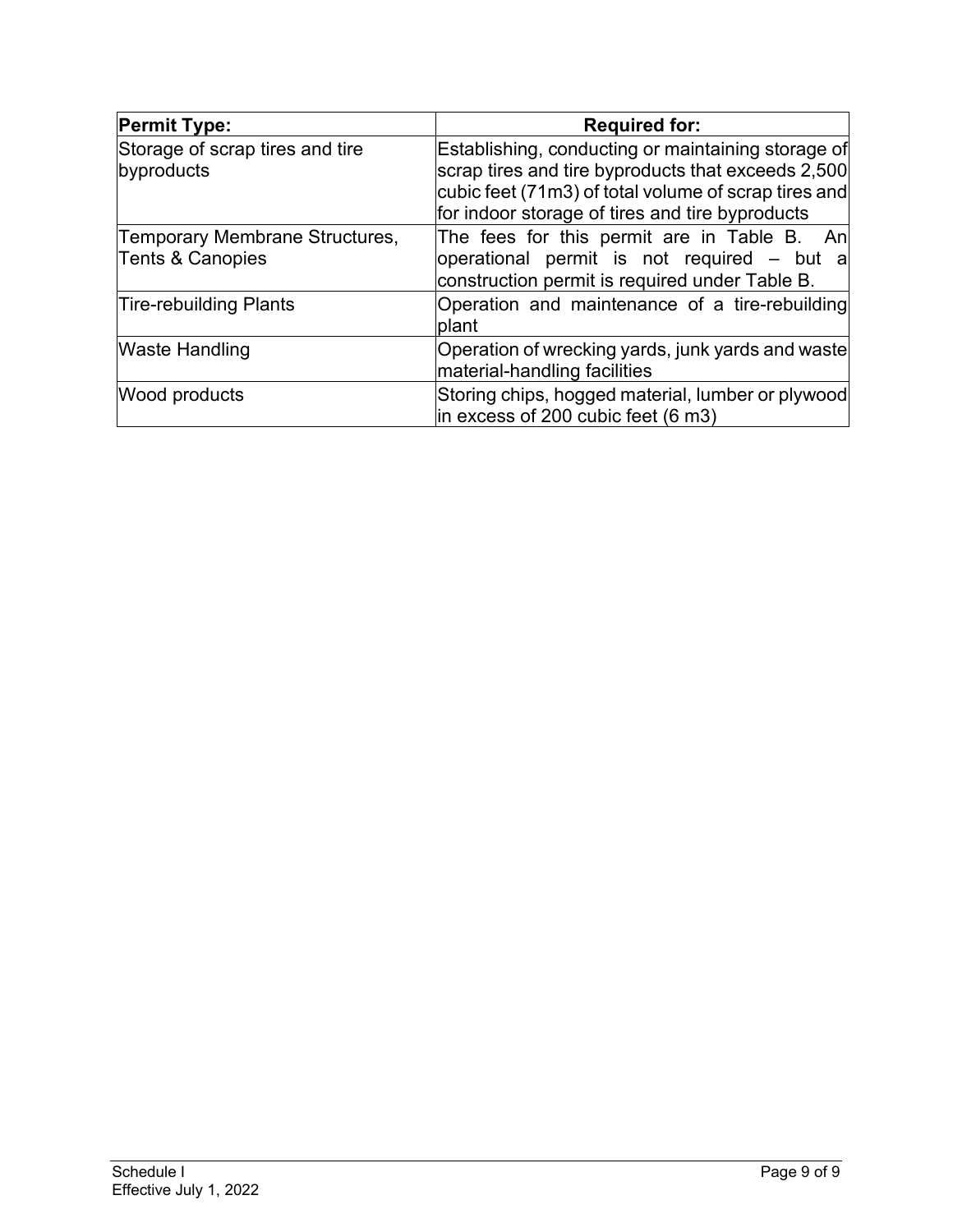| Permit Type: | Required for: |
| --- | --- |
| Storage of scrap tires and tire byproducts | Establishing, conducting or maintaining storage of scrap tires and tire byproducts that exceeds 2,500 cubic feet (71m3) of total volume of scrap tires and for indoor storage of tires and tire byproducts |
| Temporary Membrane Structures, Tents & Canopies | The fees for this permit are in Table B. An operational permit is not required – but a construction permit is required under Table B. |
| Tire-rebuilding Plants | Operation and maintenance of a tire-rebuilding plant |
| Waste Handling | Operation of wrecking yards, junk yards and waste material-handling facilities |
| Wood products | Storing chips, hogged material, lumber or plywood in excess of 200 cubic feet (6 m3) |